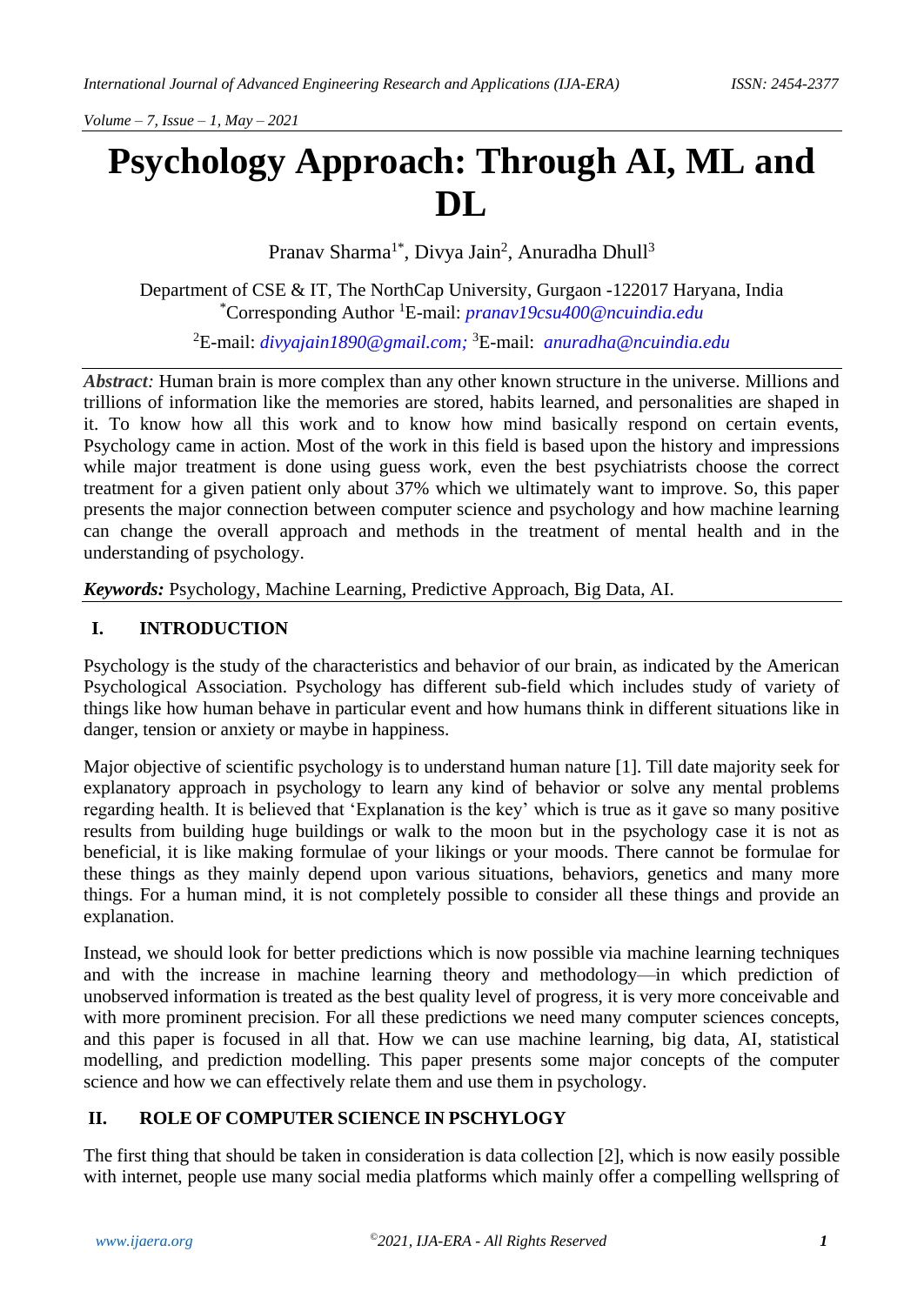# Psychology Approach: Through AI, ML and DL

Pranav Sharma[1*], Divya Jain[2], Anuradha Dhull[3]

Department of CSE & IT, The NorthCap University, Gurgaon -122017 Haryana, India
[*]Corresponding Author [1]E-mail: *pranav19csu400@ncuindia.edu*

[2]E-mail: *divyajain1890@gmail.com;* [3]E-mail: *anuradha@ncuindia.edu*

***Abstract:*** Human brain is more complex than any other known structure in the universe. Millions and trillions of information like the memories are stored, habits learned, and personalities are shaped in it. To know how all this work and to know how mind basically respond on certain events, Psychology came in action. Most of the work in this field is based upon the history and impressions while major treatment is done using guess work, even the best psychiatrists choose the correct treatment for a given patient only about 37% which we ultimately want to improve. So, this paper presents the major connection between computer science and psychology and how machine learning can change the overall approach and methods in the treatment of mental health and in the understanding of psychology.

***Keywords:*** Psychology, Machine Learning, Predictive Approach, Big Data, AI.

## I. INTRODUCTION

Psychology is the study of the characteristics and behavior of our brain, as indicated by the American Psychological Association. Psychology has different sub-field which includes study of variety of things like how human behave in particular event and how humans think in different situations like in danger, tension or anxiety or maybe in happiness.

Major objective of scientific psychology is to understand human nature [1]. Till date majority seek for explanatory approach in psychology to learn any kind of behavior or solve any mental problems regarding health. It is believed that 'Explanation is the key' which is true as it gave so many positive results from building huge buildings or walk to the moon but in the psychology case it is not as beneficial, it is like making formulae of your likings or your moods. There cannot be formulae for these things as they mainly depend upon various situations, behaviors, genetics and many more things. For a human mind, it is not completely possible to consider all these things and provide an explanation.

Instead, we should look for better predictions which is now possible via machine learning techniques and with the increase in machine learning theory and methodology—in which prediction of unobserved information is treated as the best quality level of progress, it is very more conceivable and with more prominent precision. For all these predictions we need many computer sciences concepts, and this paper is focused in all that. How we can use machine learning, big data, AI, statistical modelling, and prediction modelling. This paper presents some major concepts of the computer science and how we can effectively relate them and use them in psychology.

## II. ROLE OF COMPUTER SCIENCE IN PSCHYLOGY

The first thing that should be taken in consideration is data collection [2], which is now easily possible with internet, people use many social media platforms which mainly offer a compelling wellspring of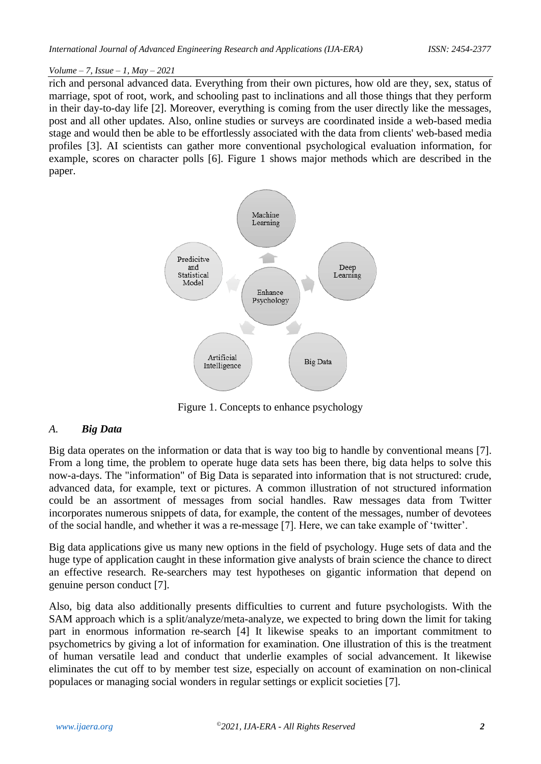rich and personal advanced data. Everything from their own pictures, how old are they, sex, status of marriage, spot of root, work, and schooling past to inclinations and all those things that they perform in their day-to-day life [2]. Moreover, everything is coming from the user directly like the messages, post and all other updates. Also, online studies or surveys are coordinated inside a web-based media stage and would then be able to be effortlessly associated with the data from clients' web-based media profiles [3]. AI scientists can gather more conventional psychological evaluation information, for example, scores on character polls [6]. Figure 1 shows major methods which are described in the paper.

Machine Learning

Deep Learning

Big Data

Artificial Intelligence

Predicitve and Statistical Model

Enhance Psychology

Figure 1. Concepts to enhance psychology

### *A. Big Data*

Big data operates on the information or data that is way too big to handle by conventional means [7]. From a long time, the problem to operate huge data sets has been there, big data helps to solve this now-a-days. The "information" of Big Data is separated into information that is not structured: crude, advanced data, for example, text or pictures. A common illustration of not structured information could be an assortment of messages from social handles. Raw messages data from Twitter incorporates numerous snippets of data, for example, the content of the messages, number of devotees of the social handle, and whether it was a re-message [7]. Here, we can take example of 'twitter'.

Big data applications give us many new options in the field of psychology. Huge sets of data and the huge type of application caught in these information give analysts of brain science the chance to direct an effective research. Re-searchers may test hypotheses on gigantic information that depend on genuine person conduct [7].

Also, big data also additionally presents difficulties to current and future psychologists. With the SAM approach which is a split/analyze/meta-analyze, we expected to bring down the limit for taking part in enormous information re-search [4] It likewise speaks to an important commitment to psychometrics by giving a lot of information for examination. One illustration of this is the treatment of human versatile lead and conduct that underlie examples of social advancement. It likewise eliminates the cut off to by member test size, especially on account of examination on non-clinical populaces or managing social wonders in regular settings or explicit societies [7].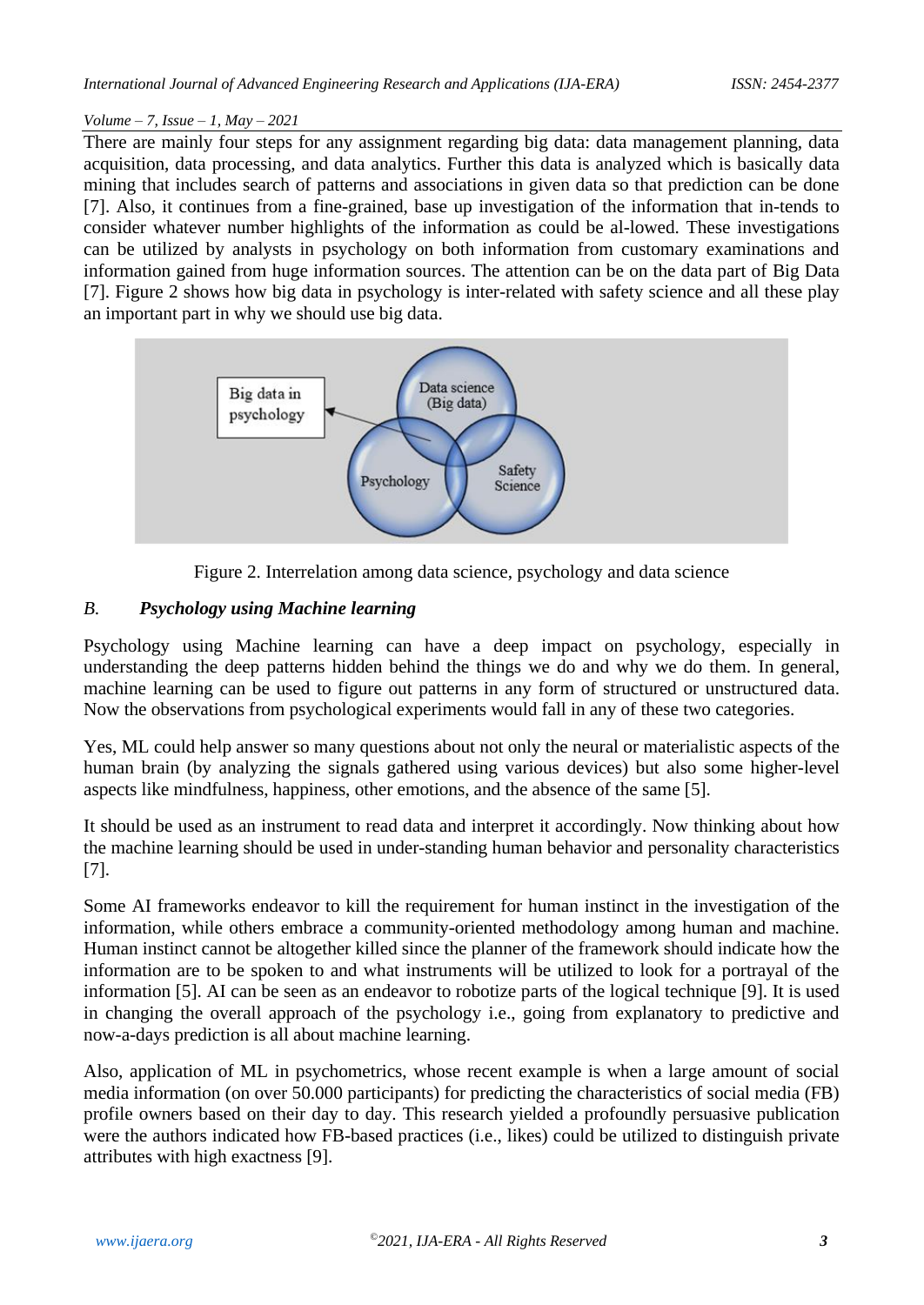There are mainly four steps for any assignment regarding big data: data management planning, data acquisition, data processing, and data analytics. Further this data is analyzed which is basically data mining that includes search of patterns and associations in given data so that prediction can be done [7]. Also, it continues from a fine-grained, base up investigation of the information that in-tends to consider whatever number highlights of the information as could be al-lowed. These investigations can be utilized by analysts in psychology on both information from customary examinations and information gained from huge information sources. The attention can be on the data part of Big Data [7]. Figure 2 shows how big data in psychology is inter-related with safety science and all these play an important part in why we should use big data.

Big data in psychology

Data science (Big data)

Psychology

Safety Science

Figure 2. Interrelation among data science, psychology and data science

### *B. Psychology using Machine learning*

Psychology using Machine learning can have a deep impact on psychology, especially in understanding the deep patterns hidden behind the things we do and why we do them. In general, machine learning can be used to figure out patterns in any form of structured or unstructured data. Now the observations from psychological experiments would fall in any of these two categories.

Yes, ML could help answer so many questions about not only the neural or materialistic aspects of the human brain (by analyzing the signals gathered using various devices) but also some higher-level aspects like mindfulness, happiness, other emotions, and the absence of the same [5].

It should be used as an instrument to read data and interpret it accordingly. Now thinking about how the machine learning should be used in under-standing human behavior and personality characteristics [7].

Some AI frameworks endeavor to kill the requirement for human instinct in the investigation of the information, while others embrace a community-oriented methodology among human and machine. Human instinct cannot be altogether killed since the planner of the framework should indicate how the information are to be spoken to and what instruments will be utilized to look for a portrayal of the information [5]. AI can be seen as an endeavor to robotize parts of the logical technique [9]. It is used in changing the overall approach of the psychology i.e., going from explanatory to predictive and now-a-days prediction is all about machine learning.

Also, application of ML in psychometrics, whose recent example is when a large amount of social media information (on over 50.000 participants) for predicting the characteristics of social media (FB) profile owners based on their day to day. This research yielded a profoundly persuasive publication were the authors indicated how FB-based practices (i.e., likes) could be utilized to distinguish private attributes with high exactness [9].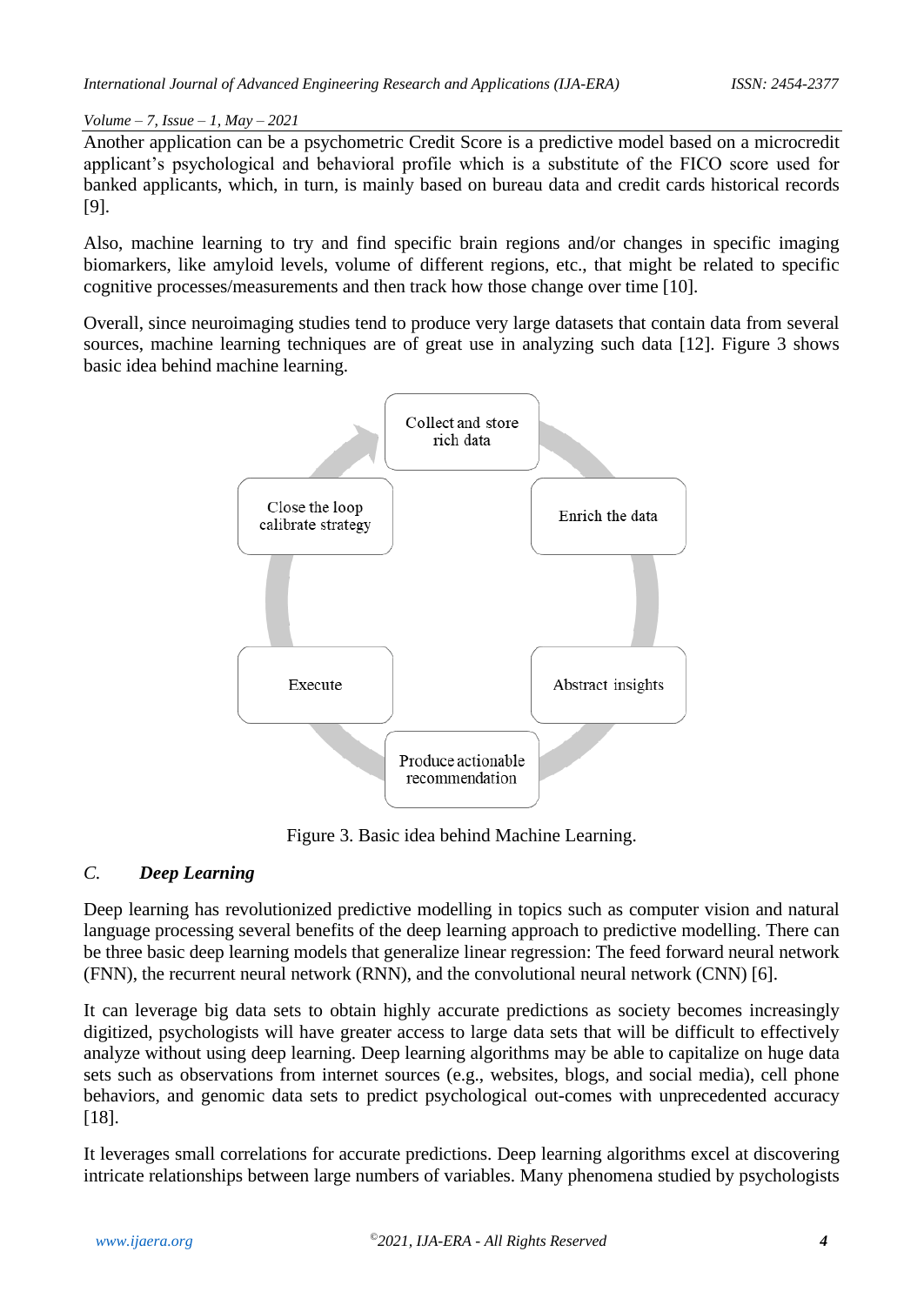Another application can be a psychometric Credit Score is a predictive model based on a microcredit applicant's psychological and behavioral profile which is a substitute of the FICO score used for banked applicants, which, in turn, is mainly based on bureau data and credit cards historical records [9].

Also, machine learning to try and find specific brain regions and/or changes in specific imaging biomarkers, like amyloid levels, volume of different regions, etc., that might be related to specific cognitive processes/measurements and then track how those change over time [10].

Overall, since neuroimaging studies tend to produce very large datasets that contain data from several sources, machine learning techniques are of great use in analyzing such data [12]. Figure 3 shows basic idea behind machine learning.

Collect and store rich data

Enrich the data

Abstract insights

Produce actionable recommendation

Execute

Close the loop calibrate strategy

Figure 3. Basic idea behind Machine Learning.

### C. *Deep Learning*

Deep learning has revolutionized predictive modelling in topics such as computer vision and natural language processing several benefits of the deep learning approach to predictive modelling. There can be three basic deep learning models that generalize linear regression: The feed forward neural network (FNN), the recurrent neural network (RNN), and the convolutional neural network (CNN) [6].

It can leverage big data sets to obtain highly accurate predictions as society becomes increasingly digitized, psychologists will have greater access to large data sets that will be difficult to effectively analyze without using deep learning. Deep learning algorithms may be able to capitalize on huge data sets such as observations from internet sources (e.g., websites, blogs, and social media), cell phone behaviors, and genomic data sets to predict psychological out-comes with unprecedented accuracy [18].

It leverages small correlations for accurate predictions. Deep learning algorithms excel at discovering intricate relationships between large numbers of variables. Many phenomena studied by psychologists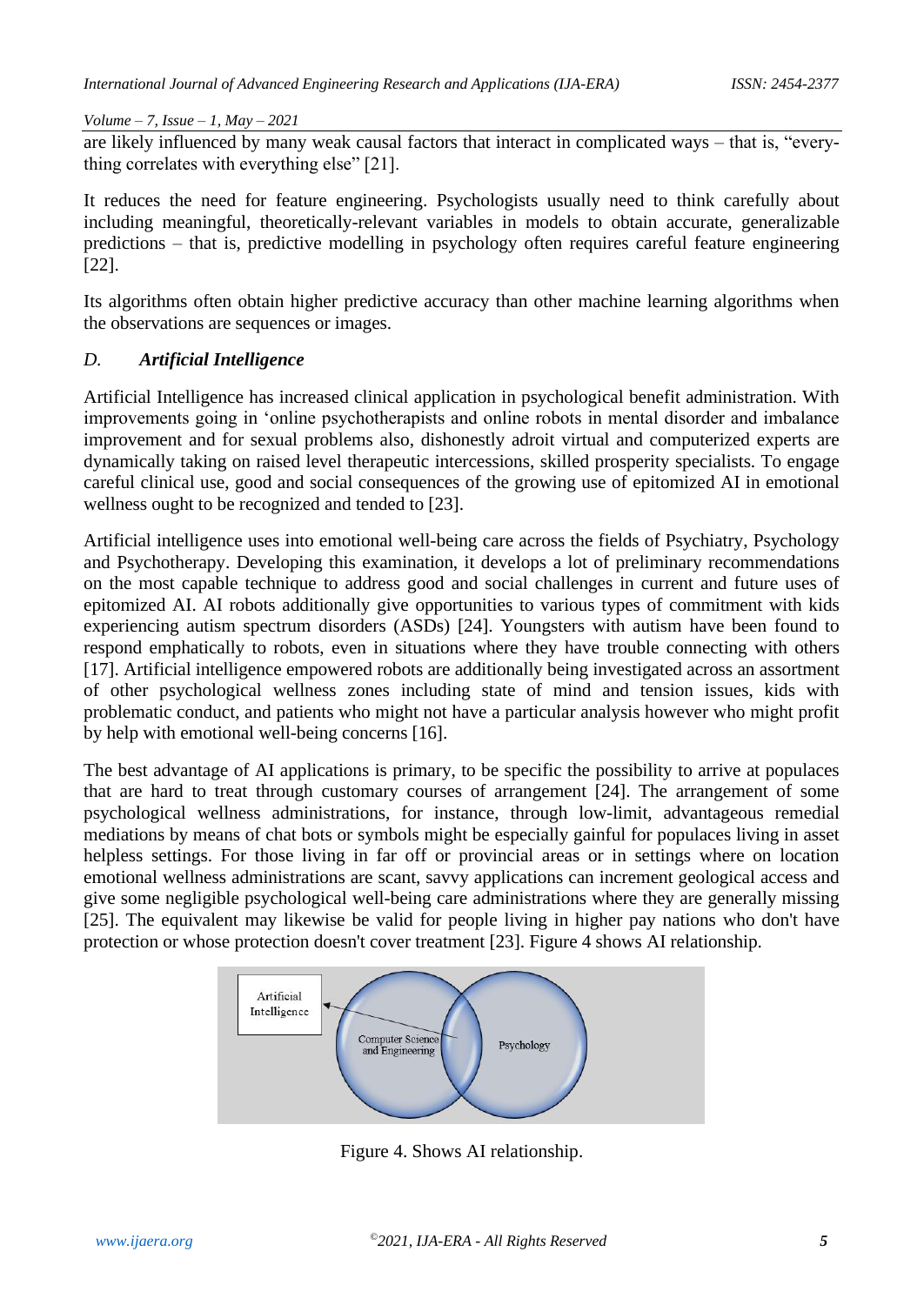are likely influenced by many weak causal factors that interact in complicated ways – that is, "everything correlates with everything else" [21].

It reduces the need for feature engineering. Psychologists usually need to think carefully about including meaningful, theoretically-relevant variables in models to obtain accurate, generalizable predictions – that is, predictive modelling in psychology often requires careful feature engineering [22].

Its algorithms often obtain higher predictive accuracy than other machine learning algorithms when the observations are sequences or images.

### *D. Artificial Intelligence*

Artificial Intelligence has increased clinical application in psychological benefit administration. With improvements going in 'online psychotherapists and online robots in mental disorder and imbalance improvement and for sexual problems also, dishonestly adroit virtual and computerized experts are dynamically taking on raised level therapeutic intercessions, skilled prosperity specialists. To engage careful clinical use, good and social consequences of the growing use of epitomized AI in emotional wellness ought to be recognized and tended to [23].

Artificial intelligence uses into emotional well-being care across the fields of Psychiatry, Psychology and Psychotherapy. Developing this examination, it develops a lot of preliminary recommendations on the most capable technique to address good and social challenges in current and future uses of epitomized AI. AI robots additionally give opportunities to various types of commitment with kids experiencing autism spectrum disorders (ASDs) [24]. Youngsters with autism have been found to respond emphatically to robots, even in situations where they have trouble connecting with others [17]. Artificial intelligence empowered robots are additionally being investigated across an assortment of other psychological wellness zones including state of mind and tension issues, kids with problematic conduct, and patients who might not have a particular analysis however who might profit by help with emotional well-being concerns [16].

The best advantage of AI applications is primary, to be specific the possibility to arrive at populaces that are hard to treat through customary courses of arrangement [24]. The arrangement of some psychological wellness administrations, for instance, through low-limit, advantageous remedial mediations by means of chat bots or symbols might be especially gainful for populaces living in asset helpless settings. For those living in far off or provincial areas or in settings where on location emotional wellness administrations are scant, savvy applications can increment geological access and give some negligible psychological well-being care administrations where they are generally missing [25]. The equivalent may likewise be valid for people living in higher pay nations who don't have protection or whose protection doesn't cover treatment [23]. Figure 4 shows AI relationship.

Artificial Intelligence

Computer Science and Engineering

Psychology

Figure 4. Shows AI relationship.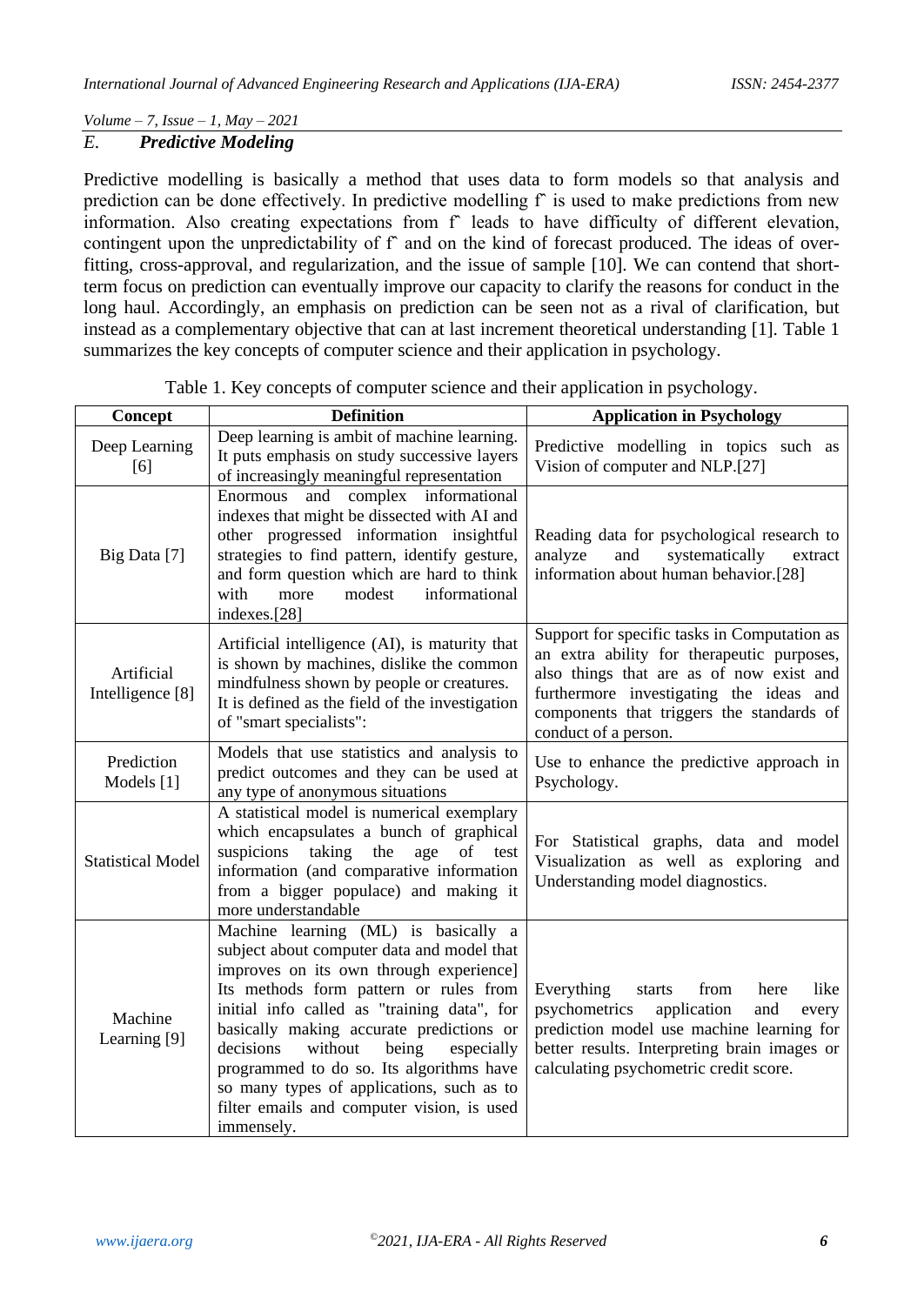### *E. Predictive Modeling*

Predictive modelling is basically a method that uses data to form models so that analysis and prediction can be done effectively. In predictive modelling f̂ is used to make predictions from new information. Also creating expectations from f̂ leads to have difficulty of different elevation, contingent upon the unpredictability of f̂ and on the kind of forecast produced. The ideas of over-fitting, cross-approval, and regularization, and the issue of sample [10]. We can contend that short-term focus on prediction can eventually improve our capacity to clarify the reasons for conduct in the long haul. Accordingly, an emphasis on prediction can be seen not as a rival of clarification, but instead as a complementary objective that can at last increment theoretical understanding [1]. Table 1 summarizes the key concepts of computer science and their application in psychology.

Table 1. Key concepts of computer science and their application in psychology.

| Concept | Definition | Application in Psychology |
|---|---|---|
| Deep Learning [6] | Deep learning is ambit of machine learning. It puts emphasis on study successive layers of increasingly meaningful representation | Predictive modelling in topics such as Vision of computer and NLP.[27] |
| Big Data [7] | Enormous and complex informational indexes that might be dissected with AI and other progressed information insightful strategies to find pattern, identify gesture, and form question which are hard to think with more modest informational indexes.[28] | Reading data for psychological research to analyze and systematically extract information about human behavior.[28] |
| Artificial Intelligence [8] | Artificial intelligence (AI), is maturity that is shown by machines, dislike the common mindfulness shown by people or creatures. It is defined as the field of the investigation of "smart specialists": | Support for specific tasks in Computation as an extra ability for therapeutic purposes, also things that are as of now exist and furthermore investigating the ideas and components that triggers the standards of conduct of a person. |
| Prediction Models [1] | Models that use statistics and analysis to predict outcomes and they can be used at any type of anonymous situations | Use to enhance the predictive approach in Psychology. |
| Statistical Model | A statistical model is numerical exemplary which encapsulates a bunch of graphical suspicions taking the age of test information (and comparative information from a bigger populace) and making it more understandable | For Statistical graphs, data and model Visualization as well as exploring and Understanding model diagnostics. |
| Machine Learning [9] | Machine learning (ML) is basically a subject about computer data and model that improves on its own through experience] Its methods form pattern or rules from initial info called as "training data", for basically making accurate predictions or decisions without being especially programmed to do so. Its algorithms have so many types of applications, such as to filter emails and computer vision, is used immensely. | Everything starts from here like psychometrics application and every prediction model use machine learning for better results. Interpreting brain images or calculating psychometric credit score. |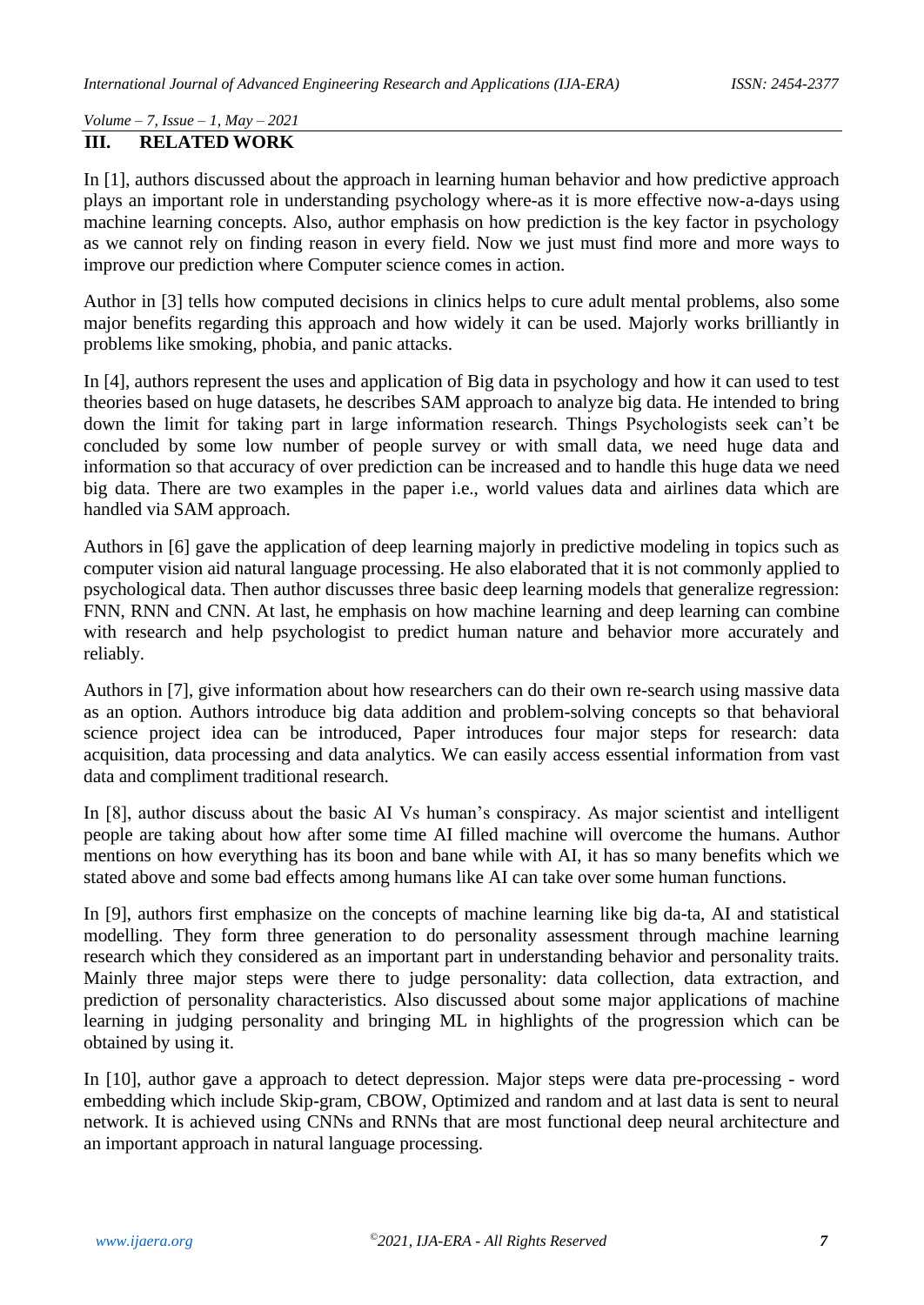## III. RELATED WORK

In [1], authors discussed about the approach in learning human behavior and how predictive approach plays an important role in understanding psychology where-as it is more effective now-a-days using machine learning concepts. Also, author emphasis on how prediction is the key factor in psychology as we cannot rely on finding reason in every field. Now we just must find more and more ways to improve our prediction where Computer science comes in action.

Author in [3] tells how computed decisions in clinics helps to cure adult mental problems, also some major benefits regarding this approach and how widely it can be used. Majorly works brilliantly in problems like smoking, phobia, and panic attacks.

In [4], authors represent the uses and application of Big data in psychology and how it can used to test theories based on huge datasets, he describes SAM approach to analyze big data. He intended to bring down the limit for taking part in large information research. Things Psychologists seek can't be concluded by some low number of people survey or with small data, we need huge data and information so that accuracy of over prediction can be increased and to handle this huge data we need big data. There are two examples in the paper i.e., world values data and airlines data which are handled via SAM approach.

Authors in [6] gave the application of deep learning majorly in predictive modeling in topics such as computer vision aid natural language processing. He also elaborated that it is not commonly applied to psychological data. Then author discusses three basic deep learning models that generalize regression: FNN, RNN and CNN. At last, he emphasis on how machine learning and deep learning can combine with research and help psychologist to predict human nature and behavior more accurately and reliably.

Authors in [7], give information about how researchers can do their own re-search using massive data as an option. Authors introduce big data addition and problem-solving concepts so that behavioral science project idea can be introduced, Paper introduces four major steps for research: data acquisition, data processing and data analytics. We can easily access essential information from vast data and compliment traditional research.

In [8], author discuss about the basic AI Vs human's conspiracy. As major scientist and intelligent people are taking about how after some time AI filled machine will overcome the humans. Author mentions on how everything has its boon and bane while with AI, it has so many benefits which we stated above and some bad effects among humans like AI can take over some human functions.

In [9], authors first emphasize on the concepts of machine learning like big da-ta, AI and statistical modelling. They form three generation to do personality assessment through machine learning research which they considered as an important part in understanding behavior and personality traits. Mainly three major steps were there to judge personality: data collection, data extraction, and prediction of personality characteristics. Also discussed about some major applications of machine learning in judging personality and bringing ML in highlights of the progression which can be obtained by using it.

In [10], author gave a approach to detect depression. Major steps were data pre-processing - word embedding which include Skip-gram, CBOW, Optimized and random and at last data is sent to neural network. It is achieved using CNNs and RNNs that are most functional deep neural architecture and an important approach in natural language processing.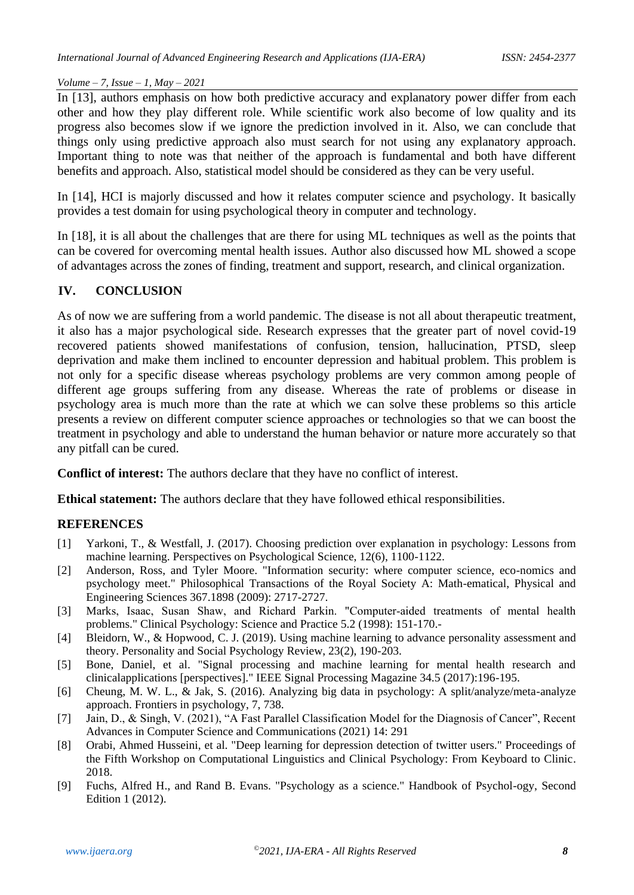In [13], authors emphasis on how both predictive accuracy and explanatory power differ from each other and how they play different role. While scientific work also become of low quality and its progress also becomes slow if we ignore the prediction involved in it. Also, we can conclude that things only using predictive approach also must search for not using any explanatory approach. Important thing to note was that neither of the approach is fundamental and both have different benefits and approach. Also, statistical model should be considered as they can be very useful.

In [14], HCI is majorly discussed and how it relates computer science and psychology. It basically provides a test domain for using psychological theory in computer and technology.

In [18], it is all about the challenges that are there for using ML techniques as well as the points that can be covered for overcoming mental health issues. Author also discussed how ML showed a scope of advantages across the zones of finding, treatment and support, research, and clinical organization.

## IV. CONCLUSION

As of now we are suffering from a world pandemic. The disease is not all about therapeutic treatment, it also has a major psychological side. Research expresses that the greater part of novel covid-19 recovered patients showed manifestations of confusion, tension, hallucination, PTSD, sleep deprivation and make them inclined to encounter depression and habitual problem. This problem is not only for a specific disease whereas psychology problems are very common among people of different age groups suffering from any disease. Whereas the rate of problems or disease in psychology area is much more than the rate at which we can solve these problems so this article presents a review on different computer science approaches or technologies so that we can boost the treatment in psychology and able to understand the human behavior or nature more accurately so that any pitfall can be cured.

**Conflict of interest:** The authors declare that they have no conflict of interest.

**Ethical statement:** The authors declare that they have followed ethical responsibilities.

## REFERENCES

[1] Yarkoni, T., & Westfall, J. (2017). Choosing prediction over explanation in psychology: Lessons from machine learning. Perspectives on Psychological Science, 12(6), 1100-1122.

[2] Anderson, Ross, and Tyler Moore. "Information security: where computer science, eco-nomics and psychology meet." Philosophical Transactions of the Royal Society A: Math-ematical, Physical and Engineering Sciences 367.1898 (2009): 2717-2727.

[3] Marks, Isaac, Susan Shaw, and Richard Parkin. "Computer-aided treatments of mental health problems." Clinical Psychology: Science and Practice 5.2 (1998): 151-170.-

[4] Bleidorn, W., & Hopwood, C. J. (2019). Using machine learning to advance personality assessment and theory. Personality and Social Psychology Review, 23(2), 190-203.

[5] Bone, Daniel, et al. "Signal processing and machine learning for mental health research and clinicalapplications [perspectives]." IEEE Signal Processing Magazine 34.5 (2017):196-195.

[6] Cheung, M. W. L., & Jak, S. (2016). Analyzing big data in psychology: A split/analyze/meta-analyze approach. Frontiers in psychology, 7, 738.

[7] Jain, D., & Singh, V. (2021), "A Fast Parallel Classification Model for the Diagnosis of Cancer", Recent Advances in Computer Science and Communications (2021) 14: 291

[8] Orabi, Ahmed Husseini, et al. "Deep learning for depression detection of twitter users." Proceedings of the Fifth Workshop on Computational Linguistics and Clinical Psychology: From Keyboard to Clinic. 2018.

[9] Fuchs, Alfred H., and Rand B. Evans. "Psychology as a science." Handbook of Psychol-ogy, Second Edition 1 (2012).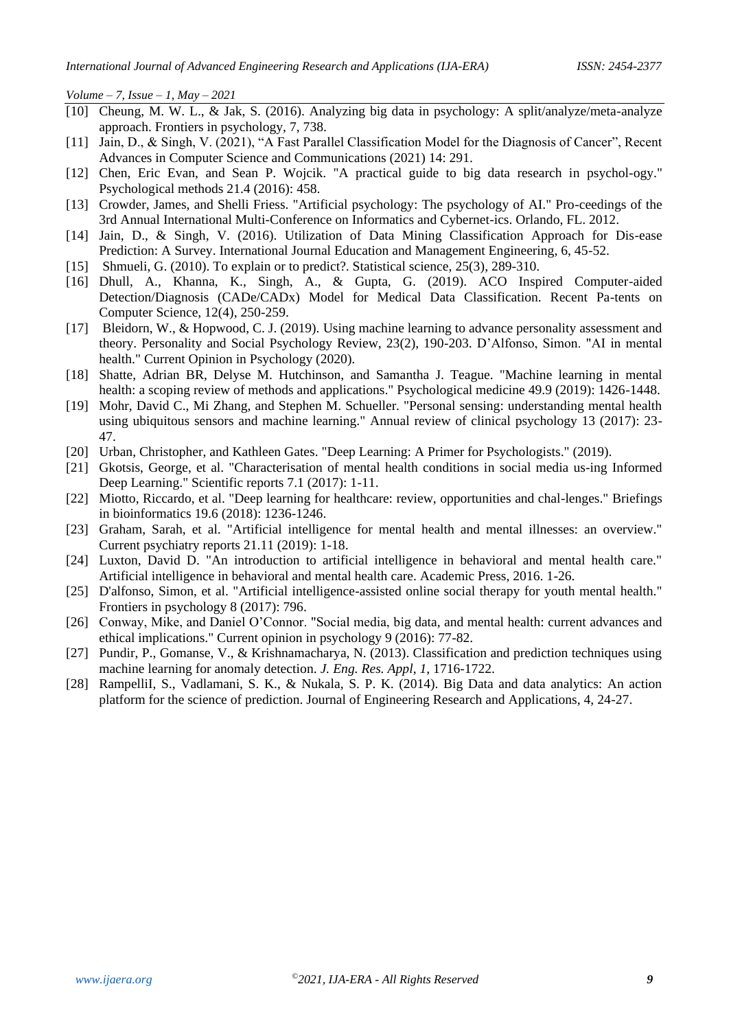[10] Cheung, M. W. L., & Jak, S. (2016). Analyzing big data in psychology: A split/analyze/meta-analyze approach. Frontiers in psychology, 7, 738.

[11] Jain, D., & Singh, V. (2021), "A Fast Parallel Classification Model for the Diagnosis of Cancer", Recent Advances in Computer Science and Communications (2021) 14: 291.

[12] Chen, Eric Evan, and Sean P. Wojcik. "A practical guide to big data research in psychol-ogy." Psychological methods 21.4 (2016): 458.

[13] Crowder, James, and Shelli Friess. "Artificial psychology: The psychology of AI." Pro-ceedings of the 3rd Annual International Multi-Conference on Informatics and Cybernet-ics. Orlando, FL. 2012.

[14] Jain, D., & Singh, V. (2016). Utilization of Data Mining Classification Approach for Dis-ease Prediction: A Survey. International Journal Education and Management Engineering, 6, 45-52.

[15] Shmueli, G. (2010). To explain or to predict?. Statistical science, 25(3), 289-310.

[16] Dhull, A., Khanna, K., Singh, A., & Gupta, G. (2019). ACO Inspired Computer-aided Detection/Diagnosis (CADe/CADx) Model for Medical Data Classification. Recent Pa-tents on Computer Science, 12(4), 250-259.

[17] Bleidorn, W., & Hopwood, C. J. (2019). Using machine learning to advance personality assessment and theory. Personality and Social Psychology Review, 23(2), 190-203. D'Alfonso, Simon. "AI in mental health." Current Opinion in Psychology (2020).

[18] Shatte, Adrian BR, Delyse M. Hutchinson, and Samantha J. Teague. "Machine learning in mental health: a scoping review of methods and applications." Psychological medicine 49.9 (2019): 1426-1448.

[19] Mohr, David C., Mi Zhang, and Stephen M. Schueller. "Personal sensing: understanding mental health using ubiquitous sensors and machine learning." Annual review of clinical psychology 13 (2017): 23-47.

[20] Urban, Christopher, and Kathleen Gates. "Deep Learning: A Primer for Psychologists." (2019).

[21] Gkotsis, George, et al. "Characterisation of mental health conditions in social media us-ing Informed Deep Learning." Scientific reports 7.1 (2017): 1-11.

[22] Miotto, Riccardo, et al. "Deep learning for healthcare: review, opportunities and chal-lenges." Briefings in bioinformatics 19.6 (2018): 1236-1246.

[23] Graham, Sarah, et al. "Artificial intelligence for mental health and mental illnesses: an overview." Current psychiatry reports 21.11 (2019): 1-18.

[24] Luxton, David D. "An introduction to artificial intelligence in behavioral and mental health care." Artificial intelligence in behavioral and mental health care. Academic Press, 2016. 1-26.

[25] D'alfonso, Simon, et al. "Artificial intelligence-assisted online social therapy for youth mental health." Frontiers in psychology 8 (2017): 796.

[26] Conway, Mike, and Daniel O'Connor. "Social media, big data, and mental health: current advances and ethical implications." Current opinion in psychology 9 (2016): 77-82.

[27] Pundir, P., Gomanse, V., & Krishnamacharya, N. (2013). Classification and prediction techniques using machine learning for anomaly detection. *J. Eng. Res. Appl*, *1*, 1716-1722.

[28] RampelliI, S., Vadlamani, S. K., & Nukala, S. P. K. (2014). Big Data and data analytics: An action platform for the science of prediction. Journal of Engineering Research and Applications, 4, 24-27.